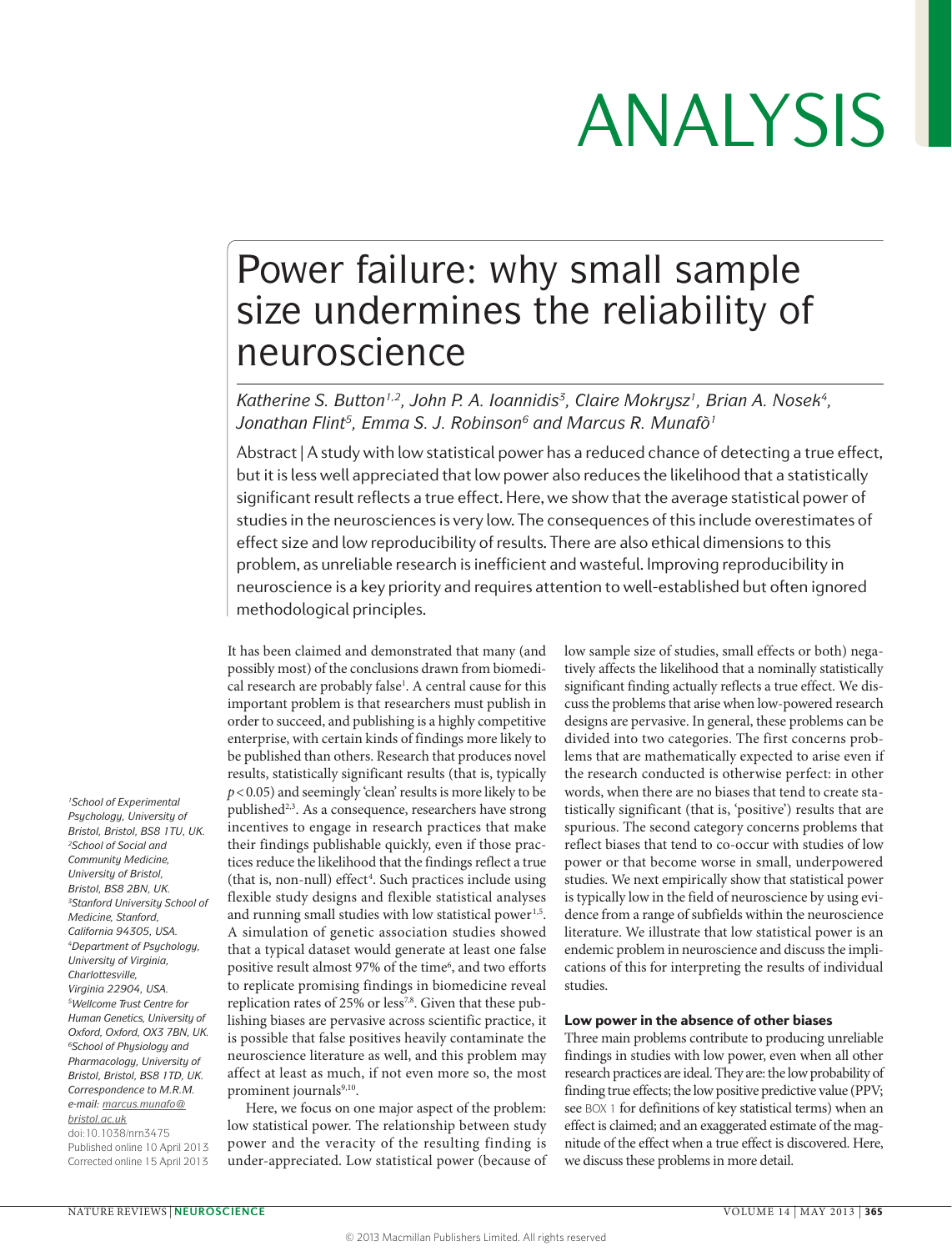ANALYSIS

# Power failure: why small sample size undermines the reliability of neuroscience

*Katherine S. Button[1,2], John P. A. Ioannidis[3], Claire Mokrysz[1], Brian A. Nosek[4], Jonathan Flint[5], Emma S. J. Robinson[6] and Marcus R. Munafò[1]*

Abstract | A study with low statistical power has a reduced chance of detecting a true effect, but it is less well appreciated that low power also reduces the likelihood that a statistically significant result reflects a true effect. Here, we show that the average statistical power of studies in the neurosciences is very low. The consequences of this include overestimates of effect size and low reproducibility of results. There are also ethical dimensions to this problem, as unreliable research is inefficient and wasteful. Improving reproducibility in neuroscience is a key priority and requires attention to well-established but often ignored methodological principles.

It has been claimed and demonstrated that many (and possibly most) of the conclusions drawn from biomedical research are probably false[1]. A central cause for this important problem is that researchers must publish in order to succeed, and publishing is a highly competitive enterprise, with certain kinds of findings more likely to be published than others. Research that produces novel results, statistically significant results (that is, typically $p < 0.05$) and seemingly 'clean' results is more likely to be published[2,3]. As a consequence, researchers have strong incentives to engage in research practices that make their findings publishable quickly, even if those practices reduce the likelihood that the findings reflect a true (that is, non-null) effect[4]. Such practices include using flexible study designs and flexible statistical analyses and running small studies with low statistical power[1,5]. A simulation of genetic association studies showed that a typical dataset would generate at least one false positive result almost 97% of the time[6], and two efforts to replicate promising findings in biomedicine reveal replication rates of 25% or less[7,8]. Given that these publishing biases are pervasive across scientific practice, it is possible that false positives heavily contaminate the neuroscience literature as well, and this problem may affect at least as much, if not even more so, the most prominent journals[9,10].

Here, we focus on one major aspect of the problem: low statistical power. The relationship between study power and the veracity of the resulting finding is under-appreciated. Low statistical power (because of low sample size of studies, small effects or both) negatively affects the likelihood that a nominally statistically significant finding actually reflects a true effect. We discuss the problems that arise when low-powered research designs are pervasive. In general, these problems can be divided into two categories. The first concerns problems that are mathematically expected to arise even if the research conducted is otherwise perfect: in other words, when there are no biases that tend to create statistically significant (that is, 'positive') results that are spurious. The second category concerns problems that reflect biases that tend to co-occur with studies of low power or that become worse in small, underpowered studies. We next empirically show that statistical power is typically low in the field of neuroscience by using evidence from a range of subfields within the neuroscience literature. We illustrate that low statistical power is an endemic problem in neuroscience and discuss the implications of this for interpreting the results of individual studies.

## Low power in the absence of other biases

Three main problems contribute to producing unreliable findings in studies with low power, even when all other research practices are ideal. They are: the low probability of finding true effects; the low positive predictive value (PPV; see BOX 1 for definitions of key statistical terms) when an effect is claimed; and an exaggerated estimate of the magnitude of the effect when a true effect is discovered. Here, we discuss these problems in more detail.

*[1]School of Experimental Psychology, University of Bristol, Bristol, BS8 1TU, UK.*
*[2]School of Social and Community Medicine, University of Bristol, Bristol, BS8 2BN, UK.*
*[3]Stanford University School of Medicine, Stanford, California 94305, USA.*
*[4]Department of Psychology, University of Virginia, Charlottesville, Virginia 22904, USA.*
*[5]Wellcome Trust Centre for Human Genetics, University of Oxford, Oxford, OX3 7BN, UK.*
*[6]School of Physiology and Pharmacology, University of Bristol, Bristol, BS8 1TD, UK.*
*Correspondence to M.R.M. e-mail: marcus.munafo@bristol.ac.uk*
doi:10.1038/nrn3475
Published online 10 April 2013
Corrected online 15 April 2013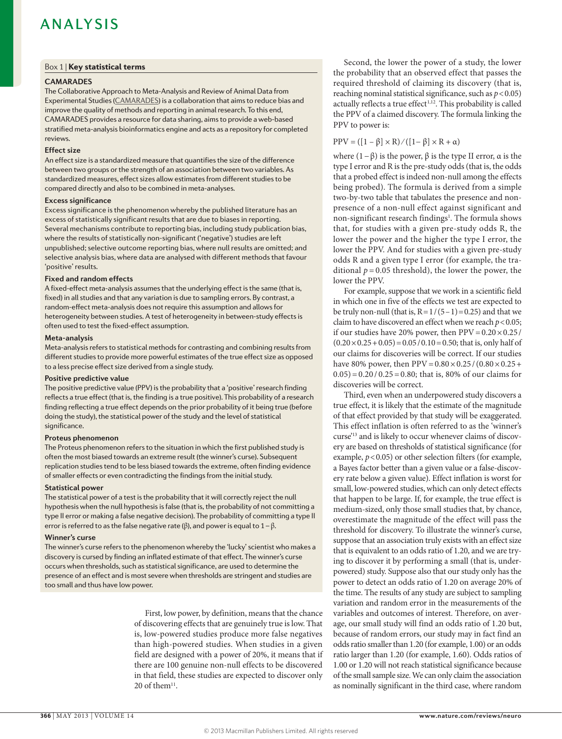### Box 1 | Key statistical terms

**CAMARADES**
The Collaborative Approach to Meta-Analysis and Review of Animal Data from Experimental Studies (CAMARADES) is a collaboration that aims to reduce bias and improve the quality of methods and reporting in animal research. To this end, CAMARADES provides a resource for data sharing, aims to provide a web-based stratified meta-analysis bioinformatics engine and acts as a repository for completed reviews.

**Effect size**
An effect size is a standardized measure that quantifies the size of the difference between two groups or the strength of an association between two variables. As standardized measures, effect sizes allow estimates from different studies to be compared directly and also to be combined in meta-analyses.

**Excess significance**
Excess significance is the phenomenon whereby the published literature has an excess of statistically significant results that are due to biases in reporting. Several mechanisms contribute to reporting bias, including study publication bias, where the results of statistically non-significant ('negative') studies are left unpublished; selective outcome reporting bias, where null results are omitted; and selective analysis bias, where data are analysed with different methods that favour 'positive' results.

**Fixed and random effects**
A fixed-effect meta-analysis assumes that the underlying effect is the same (that is, fixed) in all studies and that any variation is due to sampling errors. By contrast, a random-effect meta-analysis does not require this assumption and allows for heterogeneity between studies. A test of heterogeneity in between-study effects is often used to test the fixed-effect assumption.

**Meta-analysis**
Meta-analysis refers to statistical methods for contrasting and combining results from different studies to provide more powerful estimates of the true effect size as opposed to a less precise effect size derived from a single study.

**Positive predictive value**
The positive predictive value (PPV) is the probability that a 'positive' research finding reflects a true effect (that is, the finding is a true positive). This probability of a research finding reflecting a true effect depends on the prior probability of it being true (before doing the study), the statistical power of the study and the level of statistical significance.

**Proteus phenomenon**
The Proteus phenomenon refers to the situation in which the first published study is often the most biased towards an extreme result (the winner's curse). Subsequent replication studies tend to be less biased towards the extreme, often finding evidence of smaller effects or even contradicting the findings from the initial study.

**Statistical power**
The statistical power of a test is the probability that it will correctly reject the null hypothesis when the null hypothesis is false (that is, the probability of not committing a type II error or making a false negative decision). The probability of committing a type II error is referred to as the false negative rate ($\beta$), and power is equal to $1 - \beta$.

**Winner's curse**
The winner's curse refers to the phenomenon whereby the 'lucky' scientist who makes a discovery is cursed by finding an inflated estimate of that effect. The winner's curse occurs when thresholds, such as statistical significance, are used to determine the presence of an effect and is most severe when thresholds are stringent and studies are too small and thus have low power.

First, low power, by definition, means that the chance of discovering effects that are genuinely true is low. That is, low-powered studies produce more false negatives than high-powered studies. When studies in a given field are designed with a power of 20%, it means that if there are 100 genuine non-null effects to be discovered in that field, these studies are expected to discover only 20 of them[11].

Second, the lower the power of a study, the lower the probability that an observed effect that passes the required threshold of claiming its discovery (that is, reaching nominal statistical significance, such as $p < 0.05$) actually reflects a true effect[1,12]. This probability is called the PPV of a claimed discovery. The formula linking the PPV to power is:

$$PPV = ([1 - \beta] \times R) / ([1 - \beta] \times R + \alpha)$$

where $(1 - \beta)$ is the power, $\beta$ is the type II error, $\alpha$ is the type I error and R is the pre-study odds (that is, the odds that a probed effect is indeed non-null among the effects being probed). The formula is derived from a simple two-by-two table that tabulates the presence and non-presence of a non-null effect against significant and non-significant research findings[1]. The formula shows that, for studies with a given pre-study odds R, the lower the power and the higher the type I error, the lower the PPV. And for studies with a given pre-study odds R and a given type I error (for example, the traditional $p = 0.05$ threshold), the lower the power, the lower the PPV.

For example, suppose that we work in a scientific field in which one in five of the effects we test are expected to be truly non-null (that is, $R = 1/(5-1) = 0.25$) and that we claim to have discovered an effect when we reach $p < 0.05$; if our studies have 20% power, then $PPV = 0.20 \times 0.25 / (0.20 \times 0.25 + 0.05) = 0.05/0.10 = 0.50$; that is, only half of our claims for discoveries will be correct. If our studies have 80% power, then $PPV = 0.80 \times 0.25 / (0.80 \times 0.25 + 0.05) = 0.20/0.25 = 0.80$; that is, 80% of our claims for discoveries will be correct.

Third, even when an underpowered study discovers a true effect, it is likely that the estimate of the magnitude of that effect provided by that study will be exaggerated. This effect inflation is often referred to as the 'winner's curse'[13] and is likely to occur whenever claims of discovery are based on thresholds of statistical significance (for example, $p < 0.05$) or other selection filters (for example, a Bayes factor better than a given value or a false-discovery rate below a given value). Effect inflation is worst for small, low-powered studies, which can only detect effects that happen to be large. If, for example, the true effect is medium-sized, only those small studies that, by chance, overestimate the magnitude of the effect will pass the threshold for discovery. To illustrate the winner's curse, suppose that an association truly exists with an effect size that is equivalent to an odds ratio of 1.20, and we are trying to discover it by performing a small (that is, underpowered) study. Suppose also that our study only has the power to detect an odds ratio of 1.20 on average 20% of the time. The results of any study are subject to sampling variation and random error in the measurements of the variables and outcomes of interest. Therefore, on average, our small study will find an odds ratio of 1.20 but, because of random errors, our study may in fact find an odds ratio smaller than 1.20 (for example, 1.00) or an odds ratio larger than 1.20 (for example, 1.60). Odds ratios of 1.00 or 1.20 will not reach statistical significance because of the small sample size. We can only claim the association as nominally significant in the third case, where random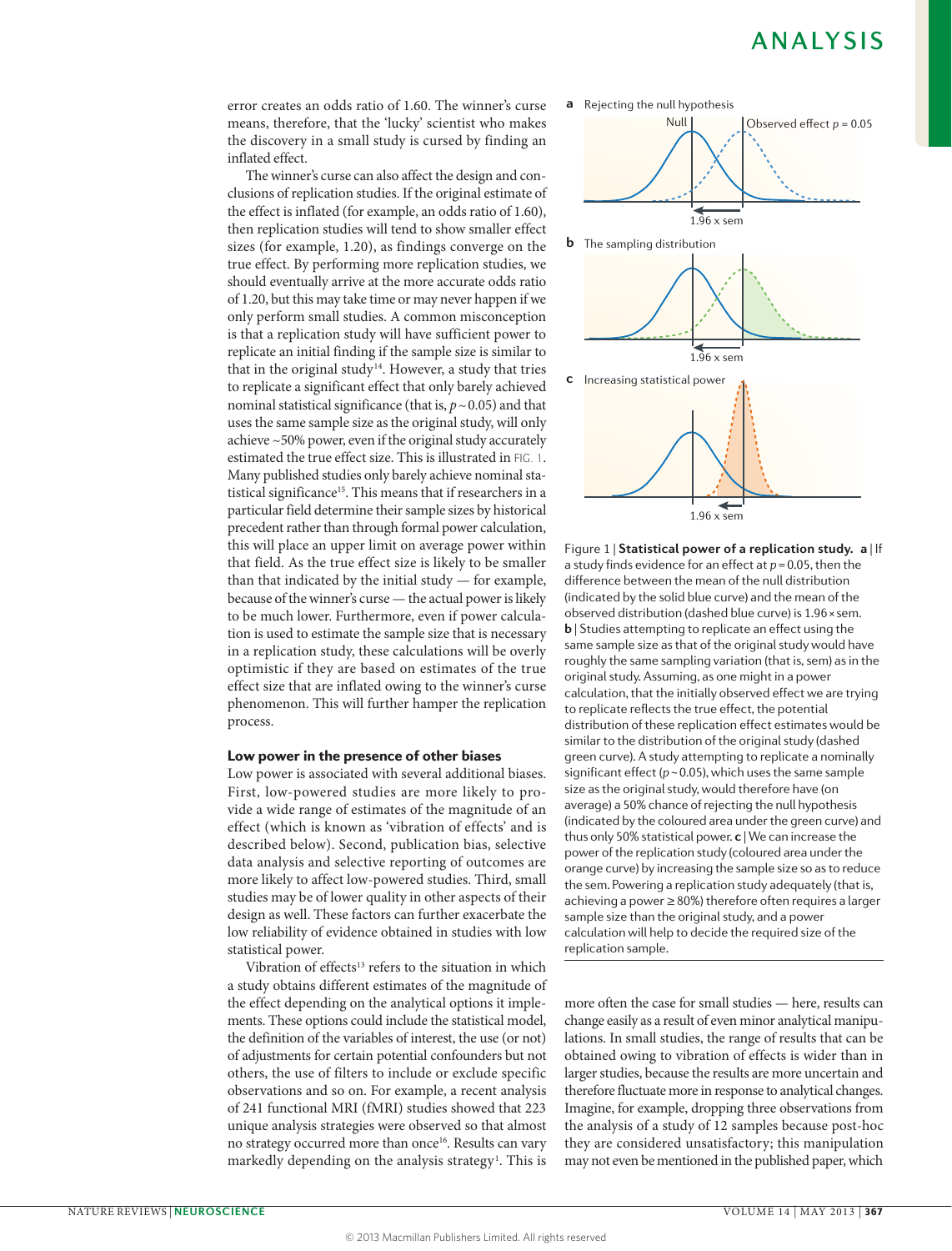error creates an odds ratio of 1.60. The winner's curse means, therefore, that the 'lucky' scientist who makes the discovery in a small study is cursed by finding an inflated effect.

The winner's curse can also affect the design and conclusions of replication studies. If the original estimate of the effect is inflated (for example, an odds ratio of 1.60), then replication studies will tend to show smaller effect sizes (for example, 1.20), as findings converge on the true effect. By performing more replication studies, we should eventually arrive at the more accurate odds ratio of 1.20, but this may take time or may never happen if we only perform small studies. A common misconception is that a replication study will have sufficient power to replicate an initial finding if the sample size is similar to that in the original study[14]. However, a study that tries to replicate a significant effect that only barely achieved nominal statistical significance (that is, $p \sim 0.05$) and that uses the same sample size as the original study, will only achieve ~50% power, even if the original study accurately estimated the true effect size. This is illustrated in FIG. 1. Many published studies only barely achieve nominal statistical significance[15]. This means that if researchers in a particular field determine their sample sizes by historical precedent rather than through formal power calculation, this will place an upper limit on average power within that field. As the true effect size is likely to be smaller than that indicated by the initial study — for example, because of the winner's curse — the actual power is likely to be much lower. Furthermore, even if power calculation is used to estimate the sample size that is necessary in a replication study, these calculations will be overly optimistic if they are based on estimates of the true effect size that are inflated owing to the winner's curse phenomenon. This will further hamper the replication process.

Figure 1 | **Statistical power of a replication study.** **a** | If a study finds evidence for an effect at $p = 0.05$, then the difference between the mean of the null distribution (indicated by the solid blue curve) and the mean of the observed distribution (dashed blue curve) is 1.96 × sem. **b** | Studies attempting to replicate an effect using the same sample size as that of the original study would have roughly the same sampling variation (that is, sem) as in the original study. Assuming, as one might in a power calculation, that the initially observed effect we are trying to replicate reflects the true effect, the potential distribution of these replication effect estimates would be similar to the distribution of the original study (dashed green curve). A study attempting to replicate a nominally significant effect ($p \sim 0.05$), which uses the same sample size as the original study, would therefore have (on average) a 50% chance of rejecting the null hypothesis (indicated by the coloured area under the green curve) and thus only 50% statistical power. **c** | We can increase the power of the replication study (coloured area under the orange curve) by increasing the sample size so as to reduce the sem. Powering a replication study adequately (that is, achieving a power ≥ 80%) therefore often requires a larger sample size than the original study, and a power calculation will help to decide the required size of the replication sample.

### Low power in the presence of other biases

Low power is associated with several additional biases. First, low-powered studies are more likely to provide a wide range of estimates of the magnitude of an effect (which is known as 'vibration of effects' and is described below). Second, publication bias, selective data analysis and selective reporting of outcomes are more likely to affect low-powered studies. Third, small studies may be of lower quality in other aspects of their design as well. These factors can further exacerbate the low reliability of evidence obtained in studies with low statistical power.

Vibration of effects[13] refers to the situation in which a study obtains different estimates of the magnitude of the effect depending on the analytical options it implements. These options could include the statistical model, the definition of the variables of interest, the use (or not) of adjustments for certain potential confounders but not others, the use of filters to include or exclude specific observations and so on. For example, a recent analysis of 241 functional MRI (fMRI) studies showed that 223 unique analysis strategies were observed so that almost no strategy occurred more than once[16]. Results can vary markedly depending on the analysis strategy[1]. This is more often the case for small studies — here, results can change easily as a result of even minor analytical manipulations. In small studies, the range of results that can be obtained owing to vibration of effects is wider than in larger studies, because the results are more uncertain and therefore fluctuate more in response to analytical changes. Imagine, for example, dropping three observations from the analysis of a study of 12 samples because post-hoc they are considered unsatisfactory; this manipulation may not even be mentioned in the published paper, which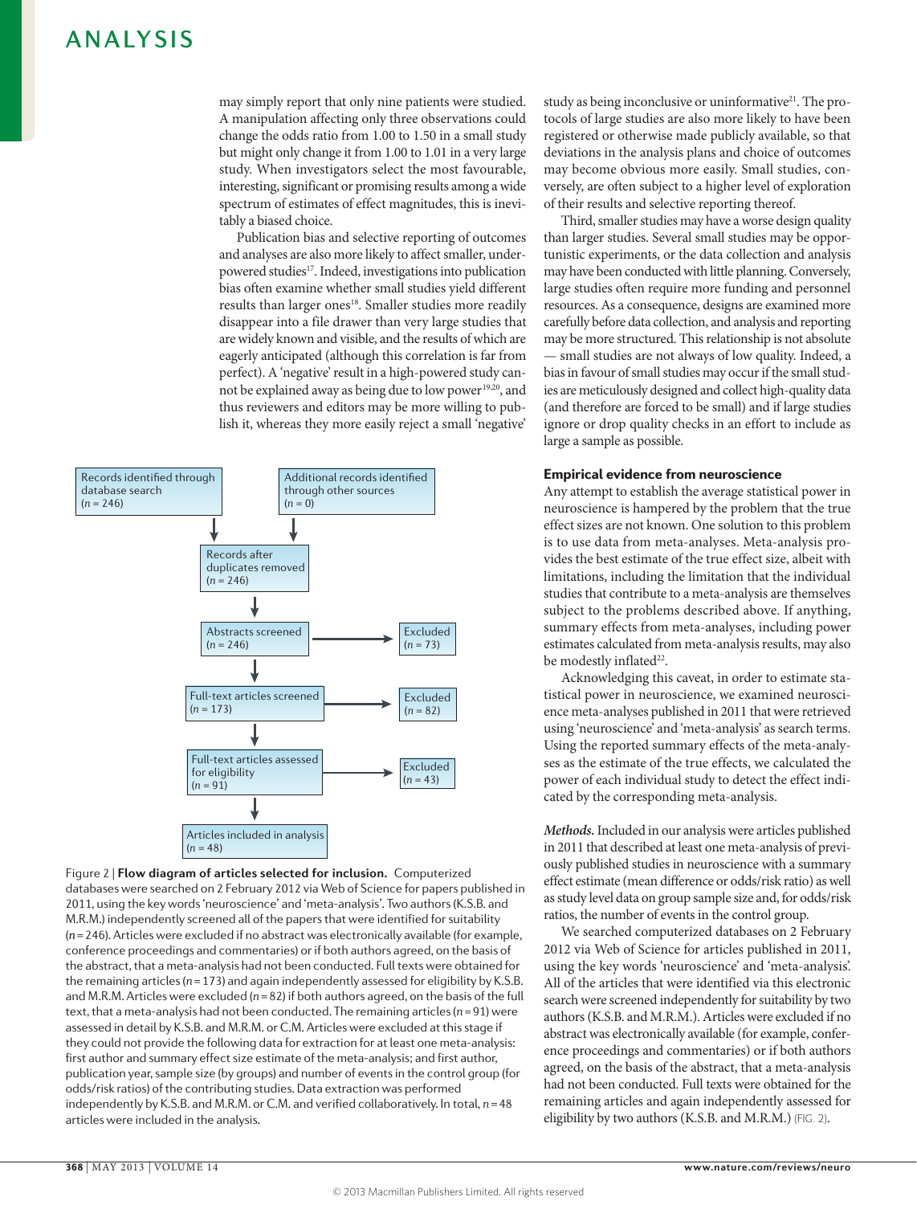may simply report that only nine patients were studied. A manipulation affecting only three observations could change the odds ratio from 1.00 to 1.50 in a small study but might only change it from 1.00 to 1.01 in a very large study. When investigators select the most favourable, interesting, significant or promising results among a wide spectrum of estimates of effect magnitudes, this is inevitably a biased choice.

Publication bias and selective reporting of outcomes and analyses are also more likely to affect smaller, underpowered studies[17]. Indeed, investigations into publication bias often examine whether small studies yield different results than larger ones[18]. Smaller studies more readily disappear into a file drawer than very large studies that are widely known and visible, and the results of which are eagerly anticipated (although this correlation is far from perfect). A 'negative' result in a high-powered study cannot be explained away as being due to low power[19,20], and thus reviewers and editors may be more willing to publish it, whereas they more easily reject a small 'negative' study as being inconclusive or uninformative[21]. The protocols of large studies are also more likely to have been registered or otherwise made publicly available, so that deviations in the analysis plans and choice of outcomes may become obvious more easily. Small studies, conversely, are often subject to a higher level of exploration of their results and selective reporting thereof.

Third, smaller studies may have a worse design quality than larger studies. Several small studies may be opportunistic experiments, or the data collection and analysis may have been conducted with little planning. Conversely, large studies often require more funding and personnel resources. As a consequence, designs are examined more carefully before data collection, and analysis and reporting may be more structured. This relationship is not absolute — small studies are not always of low quality. Indeed, a bias in favour of small studies may occur if the small studies are meticulously designed and collect high-quality data (and therefore are forced to be small) and if large studies ignore or drop quality checks in an effort to include as large a sample as possible.

Records identified through database search ($n$ = 246)

Additional records identified through other sources ($n$ = 0)

Records after duplicates removed ($n$ = 246)

Abstracts screened ($n$ = 246) → Excluded ($n$ = 73)

Full-text articles screened ($n$ = 173) → Excluded ($n$ = 82)

Full-text articles assessed for eligibility ($n$ = 91) → Excluded ($n$ = 43)

Articles included in analysis ($n$ = 48)

Figure 2 | **Flow diagram of articles selected for inclusion.** Computerized databases were searched on 2 February 2012 via Web of Science for papers published in 2011, using the key words 'neuroscience' and 'meta-analysis'. Two authors (K.S.B. and M.R.M.) independently screened all of the papers that were identified for suitability ($n$ = 246). Articles were excluded if no abstract was electronically available (for example, conference proceedings and commentaries) or if both authors agreed, on the basis of the abstract, that a meta-analysis had not been conducted. Full texts were obtained for the remaining articles ($n$ = 173) and again independently assessed for eligibility by K.S.B. and M.R.M. Articles were excluded ($n$ = 82) if both authors agreed, on the basis of the full text, that a meta-analysis had not been conducted. The remaining articles ($n$ = 91) were assessed in detail by K.S.B. and M.R.M. or C.M. Articles were excluded at this stage if they could not provide the following data for extraction for at least one meta-analysis: first author and summary effect size estimate of the meta-analysis; and first author, publication year, sample size (by groups) and number of events in the control group (for odds/risk ratios) of the contributing studies. Data extraction was performed independently by K.S.B. and M.R.M. or C.M. and verified collaboratively. In total, $n$ = 48 articles were included in the analysis.

### Empirical evidence from neuroscience

Any attempt to establish the average statistical power in neuroscience is hampered by the problem that the true effect sizes are not known. One solution to this problem is to use data from meta-analyses. Meta-analysis provides the best estimate of the true effect size, albeit with limitations, including the limitation that the individual studies that contribute to a meta-analysis are themselves subject to the problems described above. If anything, summary effects from meta-analyses, including power estimates calculated from meta-analysis results, may also be modestly inflated[22].

Acknowledging this caveat, in order to estimate statistical power in neuroscience, we examined neuroscience meta-analyses published in 2011 that were retrieved using 'neuroscience' and 'meta-analysis' as search terms. Using the reported summary effects of the meta-analyses as the estimate of the true effects, we calculated the power of each individual study to detect the effect indicated by the corresponding meta-analysis.

*Methods.* Included in our analysis were articles published in 2011 that described at least one meta-analysis of previously published studies in neuroscience with a summary effect estimate (mean difference or odds/risk ratio) as well as study level data on group sample size and, for odds/risk ratios, the number of events in the control group.

We searched computerized databases on 2 February 2012 via Web of Science for articles published in 2011, using the key words 'neuroscience' and 'meta-analysis'. All of the articles that were identified via this electronic search were screened independently for suitability by two authors (K.S.B. and M.R.M.). Articles were excluded if no abstract was electronically available (for example, conference proceedings and commentaries) or if both authors agreed, on the basis of the abstract, that a meta-analysis had not been conducted. Full texts were obtained for the remaining articles and again independently assessed for eligibility by two authors (K.S.B. and M.R.M.) (FIG. 2).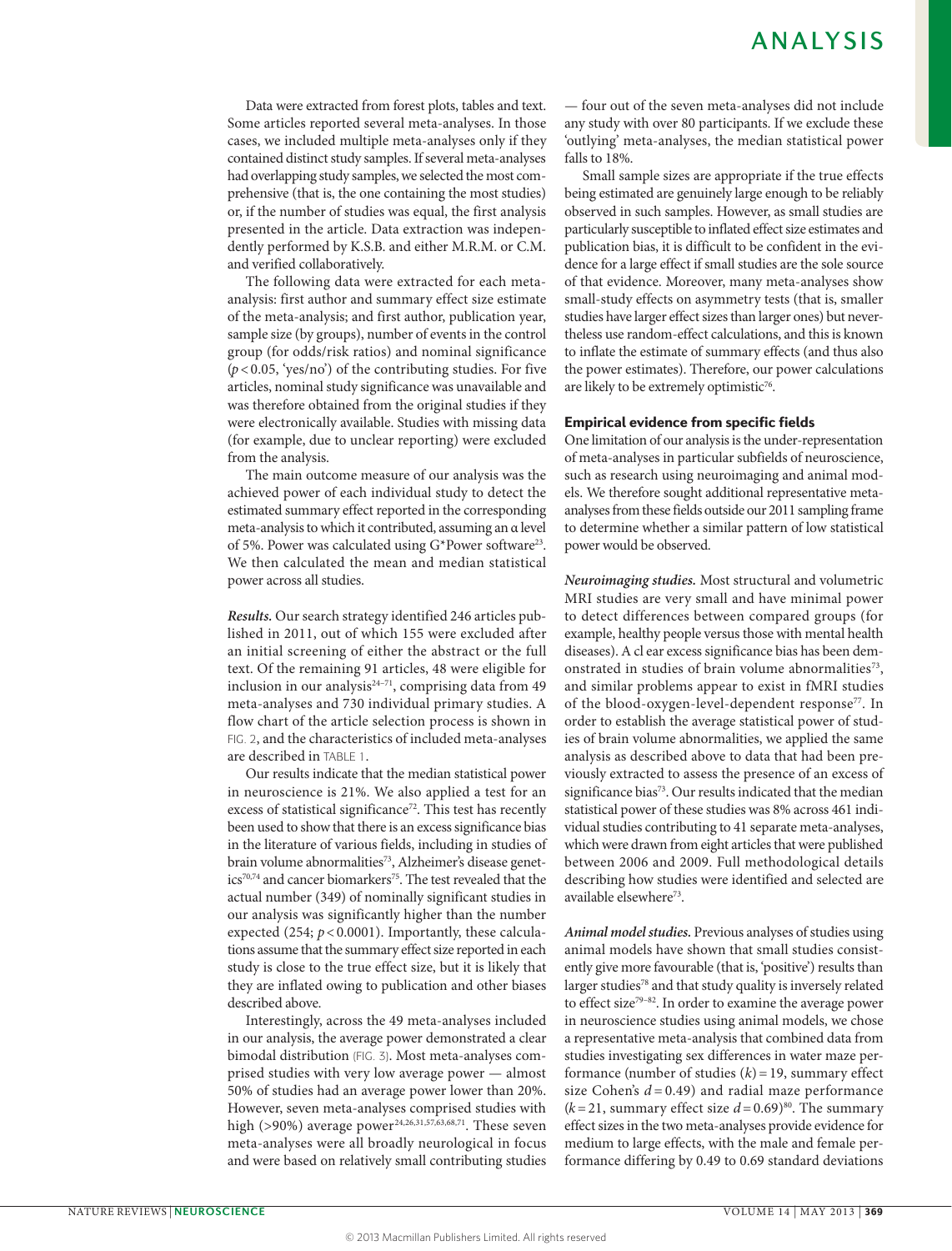Data were extracted from forest plots, tables and text. Some articles reported several meta-analyses. In those cases, we included multiple meta-analyses only if they contained distinct study samples. If several meta-analyses had overlapping study samples, we selected the most comprehensive (that is, the one containing the most studies) or, if the number of studies was equal, the first analysis presented in the article. Data extraction was independently performed by K.S.B. and either M.R.M. or C.M. and verified collaboratively.

The following data were extracted for each meta-analysis: first author and summary effect size estimate of the meta-analysis; and first author, publication year, sample size (by groups), number of events in the control group (for odds/risk ratios) and nominal significance ($p < 0.05$, 'yes/no') of the contributing studies. For five articles, nominal study significance was unavailable and was therefore obtained from the original studies if they were electronically available. Studies with missing data (for example, due to unclear reporting) were excluded from the analysis.

The main outcome measure of our analysis was the achieved power of each individual study to detect the estimated summary effect reported in the corresponding meta-analysis to which it contributed, assuming an α level of 5%. Power was calculated using G*Power software[23]. We then calculated the mean and median statistical power across all studies.

***Results.*** Our search strategy identified 246 articles published in 2011, out of which 155 were excluded after an initial screening of either the abstract or the full text. Of the remaining 91 articles, 48 were eligible for inclusion in our analysis[24–71], comprising data from 49 meta-analyses and 730 individual primary studies. A flow chart of the article selection process is shown in FIG. 2, and the characteristics of included meta-analyses are described in TABLE 1.

Our results indicate that the median statistical power in neuroscience is 21%. We also applied a test for an excess of statistical significance[72]. This test has recently been used to show that there is an excess significance bias in the literature of various fields, including in studies of brain volume abnormalities[73], Alzheimer's disease genetics[70,74] and cancer biomarkers[75]. The test revealed that the actual number (349) of nominally significant studies in our analysis was significantly higher than the number expected (254; $p < 0.0001$). Importantly, these calculations assume that the summary effect size reported in each study is close to the true effect size, but it is likely that they are inflated owing to publication and other biases described above.

Interestingly, across the 49 meta-analyses included in our analysis, the average power demonstrated a clear bimodal distribution (FIG. 3). Most meta-analyses comprised studies with very low average power — almost 50% of studies had an average power lower than 20%. However, seven meta-analyses comprised studies with high (>90%) average power[24,26,31,57,63,68,71]. These seven meta-analyses were all broadly neurological in focus and were based on relatively small contributing studies — four out of the seven meta-analyses did not include any study with over 80 participants. If we exclude these 'outlying' meta-analyses, the median statistical power falls to 18%.

Small sample sizes are appropriate if the true effects being estimated are genuinely large enough to be reliably observed in such samples. However, as small studies are particularly susceptible to inflated effect size estimates and publication bias, it is difficult to be confident in the evidence for a large effect if small studies are the sole source of that evidence. Moreover, many meta-analyses show small-study effects on asymmetry tests (that is, smaller studies have larger effect sizes than larger ones) but nevertheless use random-effect calculations, and this is known to inflate the estimate of summary effects (and thus also the power estimates). Therefore, our power calculations are likely to be extremely optimistic[76].

### Empirical evidence from specific fields

One limitation of our analysis is the under-representation of meta-analyses in particular subfields of neuroscience, such as research using neuroimaging and animal models. We therefore sought additional representative meta-analyses from these fields outside our 2011 sampling frame to determine whether a similar pattern of low statistical power would be observed.

***Neuroimaging studies.*** Most structural and volumetric MRI studies are very small and have minimal power to detect differences between compared groups (for example, healthy people versus those with mental health diseases). A cl ear excess significance bias has been demonstrated in studies of brain volume abnormalities[73], and similar problems appear to exist in fMRI studies of the blood-oxygen-level-dependent response[77]. In order to establish the average statistical power of studies of brain volume abnormalities, we applied the same analysis as described above to data that had been previously extracted to assess the presence of an excess of significance bias[73]. Our results indicated that the median statistical power of these studies was 8% across 461 individual studies contributing to 41 separate meta-analyses, which were drawn from eight articles that were published between 2006 and 2009. Full methodological details describing how studies were identified and selected are available elsewhere[73].

***Animal model studies.*** Previous analyses of studies using animal models have shown that small studies consistently give more favourable (that is, 'positive') results than larger studies[78] and that study quality is inversely related to effect size[79–82]. In order to examine the average power in neuroscience studies using animal models, we chose a representative meta-analysis that combined data from studies investigating sex differences in water maze performance (number of studies $(k) = 19$, summary effect size Cohen's $d = 0.49$) and radial maze performance ($k = 21$, summary effect size $d = 0.69$)[80]. The summary effect sizes in the two meta-analyses provide evidence for medium to large effects, with the male and female performance differing by 0.49 to 0.69 standard deviations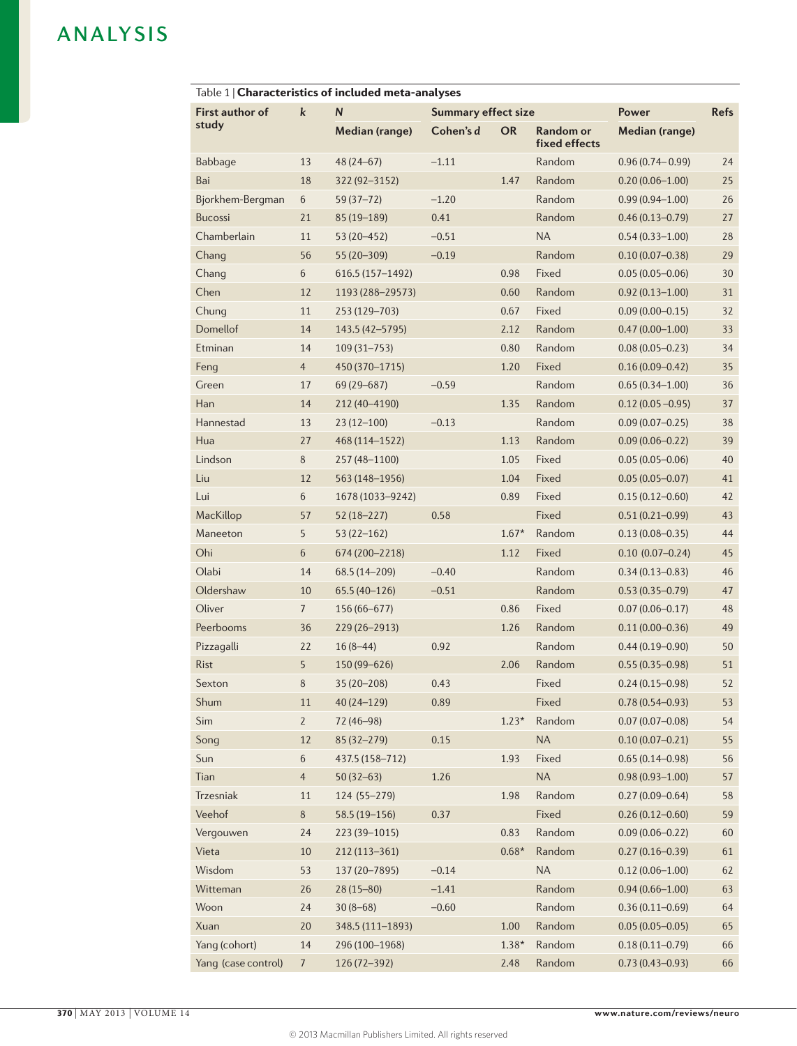Table 1 | **Characteristics of included meta-analyses**

| First author of study | *k* | *N* | Summary effect size | | | Power | Refs |
|---|---|---|---|---|---|---|---|
| | | Median (range) | Cohen's *d* | OR | Random or fixed effects | Median (range) | |
| Babbage | 13 | 48 (24–67) | −1.11 | | Random | 0.96 (0.74– 0.99) | 24 |
| Bai | 18 | 322 (92–3152) | | 1.47 | Random | 0.20 (0.06–1.00) | 25 |
| Bjorkhem-Bergman | 6 | 59 (37–72) | −1.20 | | Random | 0.99 (0.94–1.00) | 26 |
| Bucossi | 21 | 85 (19–189) | 0.41 | | Random | 0.46 (0.13–0.79) | 27 |
| Chamberlain | 11 | 53 (20–452) | −0.51 | | NA | 0.54 (0.33–1.00) | 28 |
| Chang | 56 | 55 (20–309) | −0.19 | | Random | 0.10 (0.07–0.38) | 29 |
| Chang | 6 | 616.5 (157–1492) | | 0.98 | Fixed | 0.05 (0.05–0.06) | 30 |
| Chen | 12 | 1193 (288–29573) | | 0.60 | Random | 0.92 (0.13–1.00) | 31 |
| Chung | 11 | 253 (129–703) | | 0.67 | Fixed | 0.09 (0.00–0.15) | 32 |
| Domellof | 14 | 143.5 (42–5795) | | 2.12 | Random | 0.47 (0.00–1.00) | 33 |
| Etminan | 14 | 109 (31–753) | | 0.80 | Random | 0.08 (0.05–0.23) | 34 |
| Feng | 4 | 450 (370–1715) | | 1.20 | Fixed | 0.16 (0.09–0.42) | 35 |
| Green | 17 | 69 (29–687) | −0.59 | | Random | 0.65 (0.34–1.00) | 36 |
| Han | 14 | 212 (40–4190) | | 1.35 | Random | 0.12 (0.05 –0.95) | 37 |
| Hannestad | 13 | 23 (12–100) | −0.13 | | Random | 0.09 (0.07–0.25) | 38 |
| Hua | 27 | 468 (114–1522) | | 1.13 | Random | 0.09 (0.06–0.22) | 39 |
| Lindson | 8 | 257 (48–1100) | | 1.05 | Fixed | 0.05 (0.05–0.06) | 40 |
| Liu | 12 | 563 (148–1956) | | 1.04 | Fixed | 0.05 (0.05–0.07) | 41 |
| Lui | 6 | 1678 (1033–9242) | | 0.89 | Fixed | 0.15 (0.12–0.60) | 42 |
| MacKillop | 57 | 52 (18–227) | 0.58 | | Fixed | 0.51 (0.21–0.99) | 43 |
| Maneeton | 5 | 53 (22–162) | | 1.67* | Random | 0.13 (0.08–0.35) | 44 |
| Ohi | 6 | 674 (200–2218) | | 1.12 | Fixed | 0.10 (0.07–0.24) | 45 |
| Olabi | 14 | 68.5 (14–209) | −0.40 | | Random | 0.34 (0.13–0.83) | 46 |
| Oldershaw | 10 | 65.5 (40–126) | −0.51 | | Random | 0.53 (0.35–0.79) | 47 |
| Oliver | 7 | 156 (66–677) | | 0.86 | Fixed | 0.07 (0.06–0.17) | 48 |
| Peerbooms | 36 | 229 (26–2913) | | 1.26 | Random | 0.11 (0.00–0.36) | 49 |
| Pizzagalli | 22 | 16 (8–44) | 0.92 | | Random | 0.44 (0.19–0.90) | 50 |
| Rist | 5 | 150 (99–626) | | 2.06 | Random | 0.55 (0.35–0.98) | 51 |
| Sexton | 8 | 35 (20–208) | 0.43 | | Fixed | 0.24 (0.15–0.98) | 52 |
| Shum | 11 | 40 (24–129) | 0.89 | | Fixed | 0.78 (0.54–0.93) | 53 |
| Sim | 2 | 72 (46–98) | | 1.23* | Random | 0.07 (0.07–0.08) | 54 |
| Song | 12 | 85 (32–279) | 0.15 | | NA | 0.10 (0.07–0.21) | 55 |
| Sun | 6 | 437.5 (158–712) | | 1.93 | Fixed | 0.65 (0.14–0.98) | 56 |
| Tian | 4 | 50 (32–63) | 1.26 | | NA | 0.98 (0.93–1.00) | 57 |
| Trzesniak | 11 | 124 (55–279) | | 1.98 | Random | 0.27 (0.09–0.64) | 58 |
| Veehof | 8 | 58.5 (19–156) | 0.37 | | Fixed | 0.26 (0.12–0.60) | 59 |
| Vergouwen | 24 | 223 (39–1015) | | 0.83 | Random | 0.09 (0.06–0.22) | 60 |
| Vieta | 10 | 212 (113–361) | | 0.68* | Random | 0.27 (0.16–0.39) | 61 |
| Wisdom | 53 | 137 (20–7895) | −0.14 | | NA | 0.12 (0.06–1.00) | 62 |
| Witteman | 26 | 28 (15–80) | −1.41 | | Random | 0.94 (0.66–1.00) | 63 |
| Woon | 24 | 30 (8–68) | −0.60 | | Random | 0.36 (0.11–0.69) | 64 |
| Xuan | 20 | 348.5 (111–1893) | | 1.00 | Random | 0.05 (0.05–0.05) | 65 |
| Yang (cohort) | 14 | 296 (100–1968) | | 1.38* | Random | 0.18 (0.11–0.79) | 66 |
| Yang (case control) | 7 | 126 (72–392) | | 2.48 | Random | 0.73 (0.43–0.93) | 66 |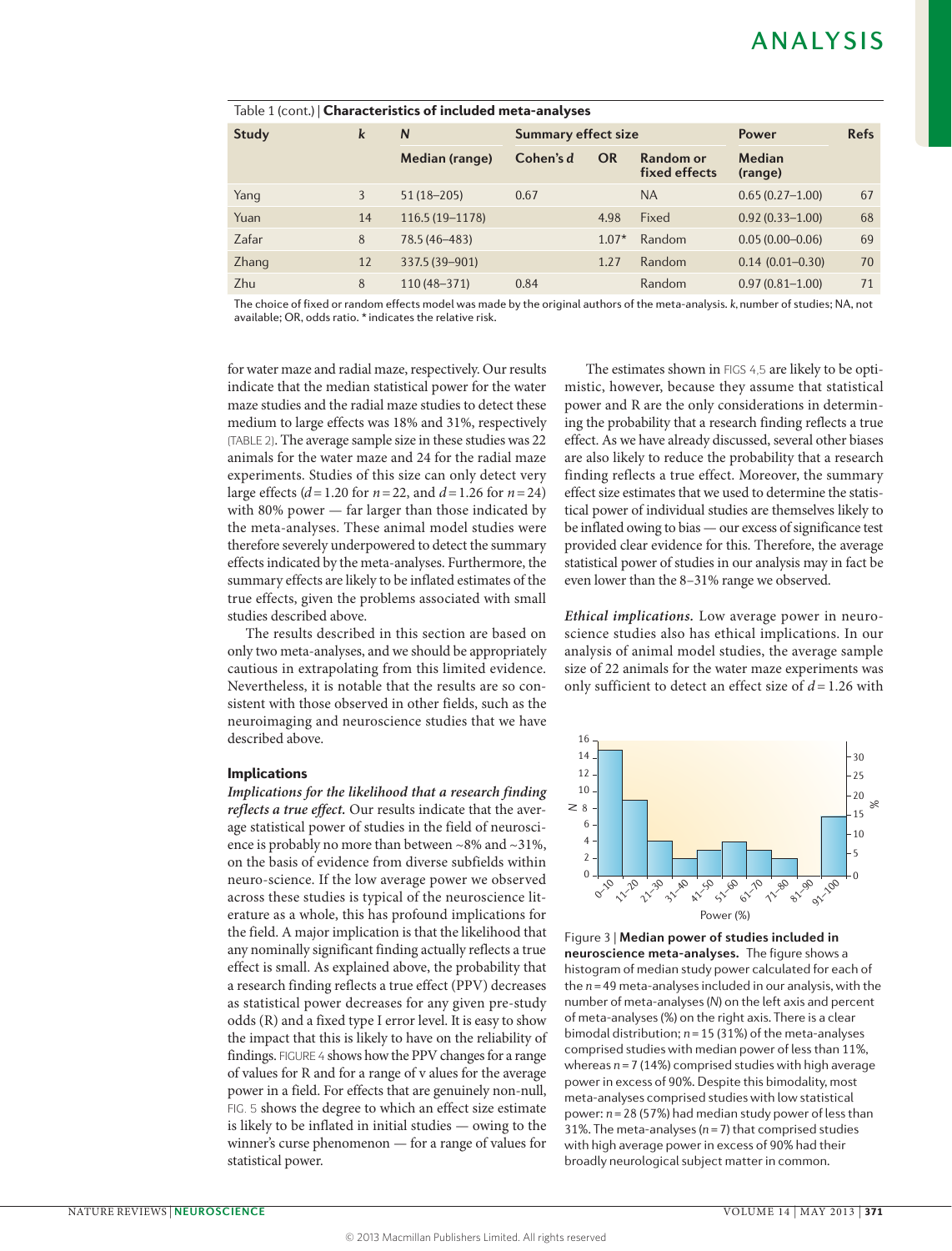Table 1 (cont.) | **Characteristics of included meta-analyses**

| Study | k | N | Summary effect size | | | Power | Refs |
|---|---|---|---|---|---|---|---|
| | | Median (range) | Cohen's d | OR | Random or fixed effects | Median (range) | |
| Yang | 3 | 51 (18–205) | 0.67 | | NA | 0.65 (0.27–1.00) | 67 |
| Yuan | 14 | 116.5 (19–1178) | | 4.98 | Fixed | 0.92 (0.33–1.00) | 68 |
| Zafar | 8 | 78.5 (46–483) | | 1.07* | Random | 0.05 (0.00–0.06) | 69 |
| Zhang | 12 | 337.5 (39–901) | | 1.27 | Random | 0.14 (0.01–0.30) | 70 |
| Zhu | 8 | 110 (48–371) | 0.84 | | Random | 0.97 (0.81–1.00) | 71 |

The choice of fixed or random effects model was made by the original authors of the meta-analysis. *k*, number of studies; NA, not available; OR, odds ratio. * indicates the relative risk.

for water maze and radial maze, respectively. Our results indicate that the median statistical power for the water maze studies and the radial maze studies to detect these medium to large effects was 18% and 31%, respectively (TABLE 2). The average sample size in these studies was 22 animals for the water maze and 24 for the radial maze experiments. Studies of this size can only detect very large effects ($d = 1.20$ for $n = 22$, and $d = 1.26$ for $n = 24$) with 80% power — far larger than those indicated by the meta-analyses. These animal model studies were therefore severely underpowered to detect the summary effects indicated by the meta-analyses. Furthermore, the summary effects are likely to be inflated estimates of the true effects, given the problems associated with small studies described above.

The results described in this section are based on only two meta-analyses, and we should be appropriately cautious in extrapolating from this limited evidence. Nevertheless, it is notable that the results are so consistent with those observed in other fields, such as the neuroimaging and neuroscience studies that we have described above.

### Implications

***Implications for the likelihood that a research finding reflects a true effect.*** Our results indicate that the average statistical power of studies in the field of neuroscience is probably no more than between ~8% and ~31%, on the basis of evidence from diverse subfields within neuro-science. If the low average power we observed across these studies is typical of the neuroscience literature as a whole, this has profound implications for the field. A major implication is that the likelihood that any nominally significant finding actually reflects a true effect is small. As explained above, the probability that a research finding reflects a true effect (PPV) decreases as statistical power decreases for any given pre-study odds (R) and a fixed type I error level. It is easy to show the impact that this is likely to have on the reliability of findings. FIGURE 4 shows how the PPV changes for a range of values for R and for a range of v alues for the average power in a field. For effects that are genuinely non-null, FIG. 5 shows the degree to which an effect size estimate is likely to be inflated in initial studies — owing to the winner's curse phenomenon — for a range of values for statistical power.

The estimates shown in FIGS 4,5 are likely to be optimistic, however, because they assume that statistical power and R are the only considerations in determining the probability that a research finding reflects a true effect. As we have already discussed, several other biases are also likely to reduce the probability that a research finding reflects a true effect. Moreover, the summary effect size estimates that we used to determine the statistical power of individual studies are themselves likely to be inflated owing to bias — our excess of significance test provided clear evidence for this. Therefore, the average statistical power of studies in our analysis may in fact be even lower than the 8–31% range we observed.

***Ethical implications.*** Low average power in neuroscience studies also has ethical implications. In our analysis of animal model studies, the average sample size of 22 animals for the water maze experiments was only sufficient to detect an effect size of $d = 1.26$ with

Figure 3 | **Median power of studies included in neuroscience meta-analyses.** The figure shows a histogram of median study power calculated for each of the $n = 49$ meta-analyses included in our analysis, with the number of meta-analyses (*N*) on the left axis and percent of meta-analyses (%) on the right axis. There is a clear bimodal distribution; $n = 15$ (31%) of the meta-analyses comprised studies with median power of less than 11%, whereas $n = 7$ (14%) comprised studies with high average power in excess of 90%. Despite this bimodality, most meta-analyses comprised studies with low statistical power: $n = 28$ (57%) had median study power of less than 31%. The meta-analyses ($n = 7$) that comprised studies with high average power in excess of 90% had their broadly neurological subject matter in common.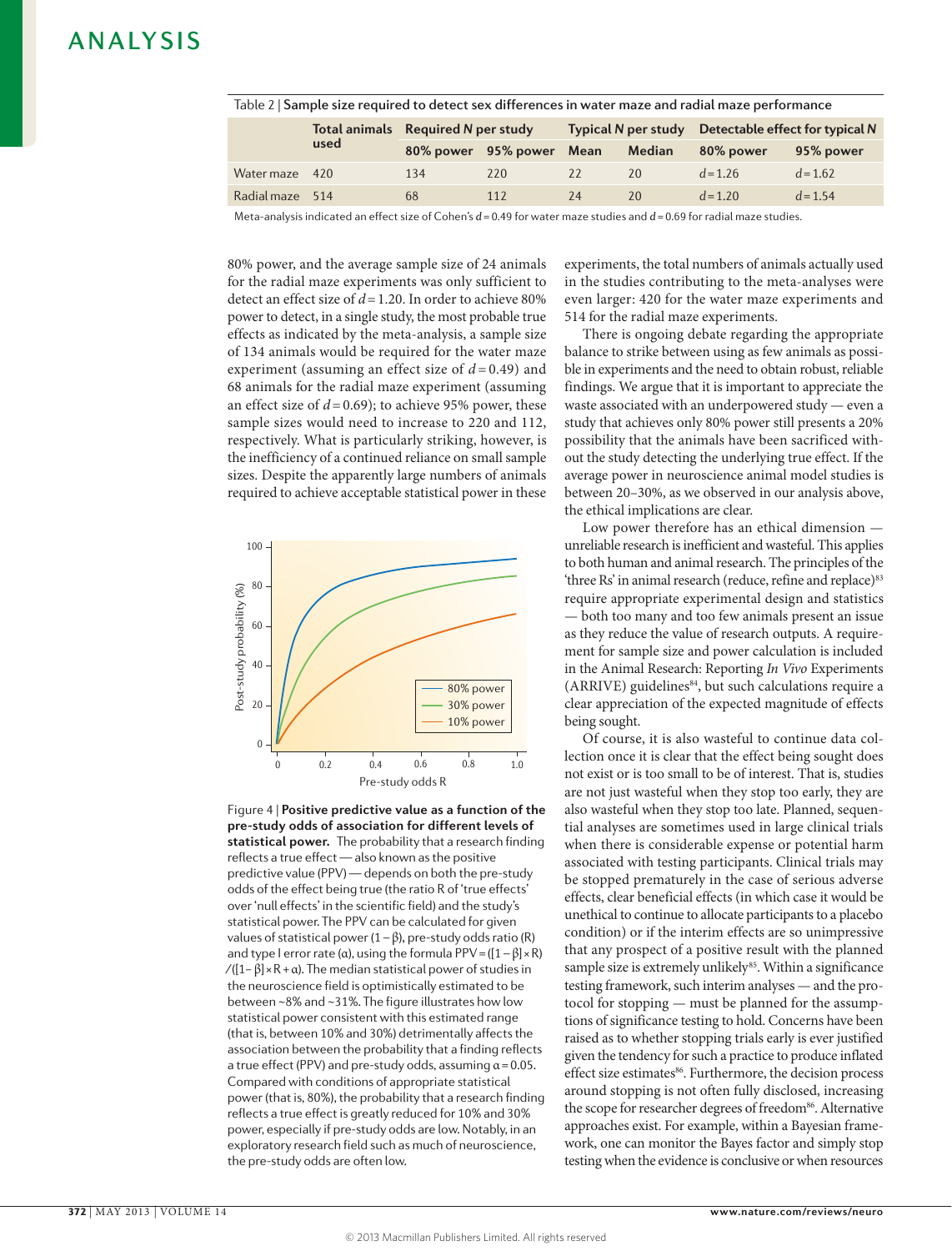Table 2 | **Sample size required to detect sex differences in water maze and radial maze performance**

| | Total animals used | Required *N* per study | | Typical *N* per study | | Detectable effect for typical *N* | |
|---|---|---|---|---|---|---|---|
| | | 80% power | 95% power | Mean | Median | 80% power | 95% power |
| Water maze | 420 | 134 | 220 | 22 | 20 | $d = 1.26$ | $d = 1.62$ |
| Radial maze | 514 | 68 | 112 | 24 | 20 | $d = 1.20$ | $d = 1.54$ |

Meta-analysis indicated an effect size of Cohen's $d = 0.49$ for water maze studies and $d = 0.69$ for radial maze studies.

80% power, and the average sample size of 24 animals for the radial maze experiments was only sufficient to detect an effect size of $d = 1.20$. In order to achieve 80% power to detect, in a single study, the most probable true effects as indicated by the meta-analysis, a sample size of 134 animals would be required for the water maze experiment (assuming an effect size of $d = 0.49$) and 68 animals for the radial maze experiment (assuming an effect size of $d = 0.69$); to achieve 95% power, these sample sizes would need to increase to 220 and 112, respectively. What is particularly striking, however, is the inefficiency of a continued reliance on small sample sizes. Despite the apparently large numbers of animals required to achieve acceptable statistical power in these experiments, the total numbers of animals actually used in the studies contributing to the meta-analyses were even larger: 420 for the water maze experiments and 514 for the radial maze experiments.

There is ongoing debate regarding the appropriate balance to strike between using as few animals as possible in experiments and the need to obtain robust, reliable findings. We argue that it is important to appreciate the waste associated with an underpowered study — even a study that achieves only 80% power still presents a 20% possibility that the animals have been sacrificed without the study detecting the underlying true effect. If the average power in neuroscience animal model studies is between 20–30%, as we observed in our analysis above, the ethical implications are clear.

Low power therefore has an ethical dimension — unreliable research is inefficient and wasteful. This applies to both human and animal research. The principles of the 'three Rs' in animal research (reduce, refine and replace)[83] require appropriate experimental design and statistics — both too many and too few animals present an issue as they reduce the value of research outputs. A requirement for sample size and power calculation is included in the Animal Research: Reporting *In Vivo* Experiments (ARRIVE) guidelines[84], but such calculations require a clear appreciation of the expected magnitude of effects being sought.

Of course, it is also wasteful to continue data collection once it is clear that the effect being sought does not exist or is too small to be of interest. That is, studies are not just wasteful when they stop too early, they are also wasteful when they stop too late. Planned, sequential analyses are sometimes used in large clinical trials when there is considerable expense or potential harm associated with testing participants. Clinical trials may be stopped prematurely in the case of serious adverse effects, clear beneficial effects (in which case it would be unethical to continue to allocate participants to a placebo condition) or if the interim effects are so unimpressive that any prospect of a positive result with the planned sample size is extremely unlikely[85]. Within a significance testing framework, such interim analyses — and the protocol for stopping — must be planned for the assumptions of significance testing to hold. Concerns have been raised as to whether stopping trials early is ever justified given the tendency for such a practice to produce inflated effect size estimates[86]. Furthermore, the decision process around stopping is not often fully disclosed, increasing the scope for researcher degrees of freedom[86]. Alternative approaches exist. For example, within a Bayesian framework, one can monitor the Bayes factor and simply stop testing when the evidence is conclusive or when resources

Figure 4 | **Positive predictive value as a function of the pre-study odds of association for different levels of statistical power.** The probability that a research finding reflects a true effect — also known as the positive predictive value (PPV) — depends on both the pre-study odds of the effect being true (the ratio R of 'true effects' over 'null effects' in the scientific field) and the study's statistical power. The PPV can be calculated for given values of statistical power $(1 - \beta)$, pre-study odds ratio (R) and type I error rate ($\alpha$), using the formula $\text{PPV} = ([1 - \beta] \times R) / ([1 - \beta] \times R + \alpha)$. The median statistical power of studies in the neuroscience field is optimistically estimated to be between ~8% and ~31%. The figure illustrates how low statistical power consistent with this estimated range (that is, between 10% and 30%) detrimentally affects the association between the probability that a finding reflects a true effect (PPV) and pre-study odds, assuming $\alpha = 0.05$. Compared with conditions of appropriate statistical power (that is, 80%), the probability that a research finding reflects a true effect is greatly reduced for 10% and 30% power, especially if pre-study odds are low. Notably, in an exploratory research field such as much of neuroscience, the pre-study odds are often low.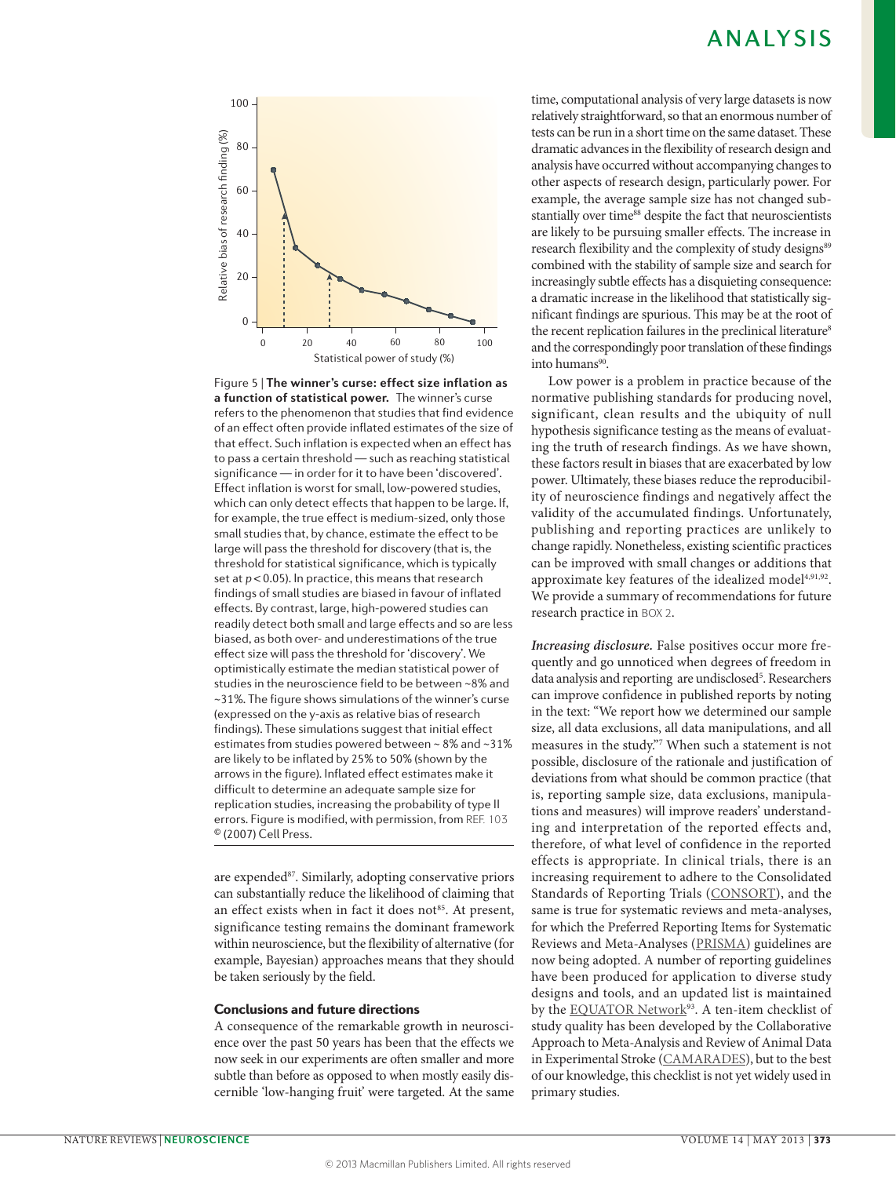Figure 5 | **The winner's curse: effect size inflation as a function of statistical power.** The winner's curse refers to the phenomenon that studies that find evidence of an effect often provide inflated estimates of the size of that effect. Such inflation is expected when an effect has to pass a certain threshold — such as reaching statistical significance — in order for it to have been 'discovered'. Effect inflation is worst for small, low-powered studies, which can only detect effects that happen to be large. If, for example, the true effect is medium-sized, only those small studies that, by chance, estimate the effect to be large will pass the threshold for discovery (that is, the threshold for statistical significance, which is typically set at $p < 0.05$). In practice, this means that research findings of small studies are biased in favour of inflated effects. By contrast, large, high-powered studies can readily detect both small and large effects and so are less biased, as both over- and underestimations of the true effect size will pass the threshold for 'discovery'. We optimistically estimate the median statistical power of studies in the neuroscience field to be between ~8% and ~31%. The figure shows simulations of the winner's curse (expressed on the y-axis as relative bias of research findings). These simulations suggest that initial effect estimates from studies powered between ~ 8% and ~31% are likely to be inflated by 25% to 50% (shown by the arrows in the figure). Inflated effect estimates make it difficult to determine an adequate sample size for replication studies, increasing the probability of type II errors. Figure is modified, with permission, from REF. 103 © (2007) Cell Press.

are expended[87]. Similarly, adopting conservative priors can substantially reduce the likelihood of claiming that an effect exists when in fact it does not[85]. At present, significance testing remains the dominant framework within neuroscience, but the flexibility of alternative (for example, Bayesian) approaches means that they should be taken seriously by the field.

## Conclusions and future directions

A consequence of the remarkable growth in neuroscience over the past 50 years has been that the effects we now seek in our experiments are often smaller and more subtle than before as opposed to when mostly easily discernible 'low-hanging fruit' were targeted. At the same time, computational analysis of very large datasets is now relatively straightforward, so that an enormous number of tests can be run in a short time on the same dataset. These dramatic advances in the flexibility of research design and analysis have occurred without accompanying changes to other aspects of research design, particularly power. For example, the average sample size has not changed substantially over time[88] despite the fact that neuroscientists are likely to be pursuing smaller effects. The increase in research flexibility and the complexity of study designs[89] combined with the stability of sample size and search for increasingly subtle effects has a disquieting consequence: a dramatic increase in the likelihood that statistically significant findings are spurious. This may be at the root of the recent replication failures in the preclinical literature[8] and the correspondingly poor translation of these findings into humans[90].

Low power is a problem in practice because of the normative publishing standards for producing novel, significant, clean results and the ubiquity of null hypothesis significance testing as the means of evaluating the truth of research findings. As we have shown, these factors result in biases that are exacerbated by low power. Ultimately, these biases reduce the reproducibility of neuroscience findings and negatively affect the validity of the accumulated findings. Unfortunately, publishing and reporting practices are unlikely to change rapidly. Nonetheless, existing scientific practices can be improved with small changes or additions that approximate key features of the idealized model[4,91,92]. We provide a summary of recommendations for future research practice in BOX 2.

*Increasing disclosure.* False positives occur more frequently and go unnoticed when degrees of freedom in data analysis and reporting are undisclosed[5]. Researchers can improve confidence in published reports by noting in the text: "We report how we determined our sample size, all data exclusions, all data manipulations, and all measures in the study."[7] When such a statement is not possible, disclosure of the rationale and justification of deviations from what should be common practice (that is, reporting sample size, data exclusions, manipulations and measures) will improve readers' understanding and interpretation of the reported effects and, therefore, of what level of confidence in the reported effects is appropriate. In clinical trials, there is an increasing requirement to adhere to the Consolidated Standards of Reporting Trials (CONSORT), and the same is true for systematic reviews and meta-analyses, for which the Preferred Reporting Items for Systematic Reviews and Meta-Analyses (PRISMA) guidelines are now being adopted. A number of reporting guidelines have been produced for application to diverse study designs and tools, and an updated list is maintained by the EQUATOR Network[93]. A ten-item checklist of study quality has been developed by the Collaborative Approach to Meta-Analysis and Review of Animal Data in Experimental Stroke (CAMARADES), but to the best of our knowledge, this checklist is not yet widely used in primary studies.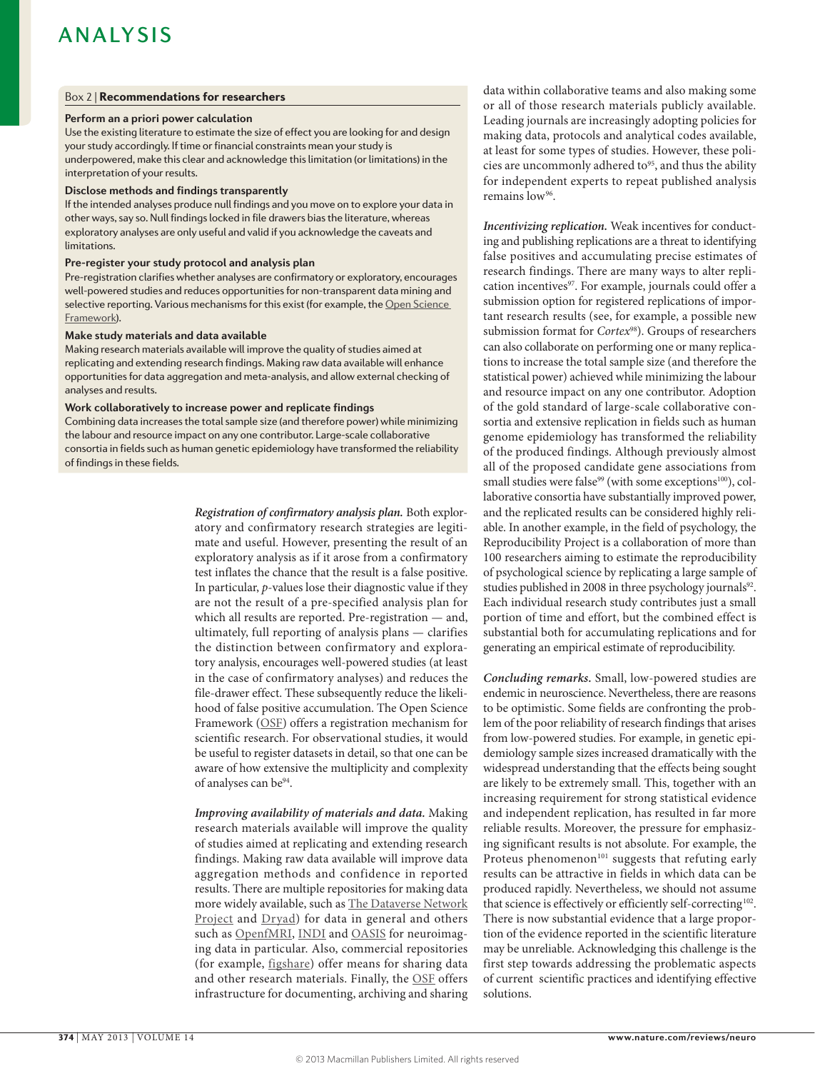## Box 2 | Recommendations for researchers

**Perform an a priori power calculation**
Use the existing literature to estimate the size of effect you are looking for and design your study accordingly. If time or financial constraints mean your study is underpowered, make this clear and acknowledge this limitation (or limitations) in the interpretation of your results.

**Disclose methods and findings transparently**
If the intended analyses produce null findings and you move on to explore your data in other ways, say so. Null findings locked in file drawers bias the literature, whereas exploratory analyses are only useful and valid if you acknowledge the caveats and limitations.

**Pre-register your study protocol and analysis plan**
Pre-registration clarifies whether analyses are confirmatory or exploratory, encourages well-powered studies and reduces opportunities for non-transparent data mining and selective reporting. Various mechanisms for this exist (for example, the Open Science Framework).

**Make study materials and data available**
Making research materials available will improve the quality of studies aimed at replicating and extending research findings. Making raw data available will enhance opportunities for data aggregation and meta-analysis, and allow external checking of analyses and results.

**Work collaboratively to increase power and replicate findings**
Combining data increases the total sample size (and therefore power) while minimizing the labour and resource impact on any one contributor. Large-scale collaborative consortia in fields such as human genetic epidemiology have transformed the reliability of findings in these fields.

***Registration of confirmatory analysis plan.*** Both exploratory and confirmatory research strategies are legitimate and useful. However, presenting the result of an exploratory analysis as if it arose from a confirmatory test inflates the chance that the result is a false positive. In particular, *p*-values lose their diagnostic value if they are not the result of a pre-specified analysis plan for which all results are reported. Pre-registration — and, ultimately, full reporting of analysis plans — clarifies the distinction between confirmatory and exploratory analysis, encourages well-powered studies (at least in the case of confirmatory analyses) and reduces the file-drawer effect. These subsequently reduce the likelihood of false positive accumulation. The Open Science Framework (OSF) offers a registration mechanism for scientific research. For observational studies, it would be useful to register datasets in detail, so that one can be aware of how extensive the multiplicity and complexity of analyses can be[94].

***Improving availability of materials and data.*** Making research materials available will improve the quality of studies aimed at replicating and extending research findings. Making raw data available will improve data aggregation methods and confidence in reported results. There are multiple repositories for making data more widely available, such as The Dataverse Network Project and Dryad) for data in general and others such as OpenfMRI, INDI and OASIS for neuroimaging data in particular. Also, commercial repositories (for example, figshare) offer means for sharing data and other research materials. Finally, the OSF offers infrastructure for documenting, archiving and sharing data within collaborative teams and also making some or all of those research materials publicly available. Leading journals are increasingly adopting policies for making data, protocols and analytical codes available, at least for some types of studies. However, these policies are uncommonly adhered to[95], and thus the ability for independent experts to repeat published analysis remains low[96].

***Incentivizing replication.*** Weak incentives for conducting and publishing replications are a threat to identifying false positives and accumulating precise estimates of research findings. There are many ways to alter replication incentives[97]. For example, journals could offer a submission option for registered replications of important research results (see, for example, a possible new submission format for *Cortex*[98]). Groups of researchers can also collaborate on performing one or many replications to increase the total sample size (and therefore the statistical power) achieved while minimizing the labour and resource impact on any one contributor. Adoption of the gold standard of large-scale collaborative consortia and extensive replication in fields such as human genome epidemiology has transformed the reliability of the produced findings. Although previously almost all of the proposed candidate gene associations from small studies were false[99] (with some exceptions[100]), collaborative consortia have substantially improved power, and the replicated results can be considered highly reliable. In another example, in the field of psychology, the Reproducibility Project is a collaboration of more than 100 researchers aiming to estimate the reproducibility of psychological science by replicating a large sample of studies published in 2008 in three psychology journals[92]. Each individual research study contributes just a small portion of time and effort, but the combined effect is substantial both for accumulating replications and for generating an empirical estimate of reproducibility.

***Concluding remarks.*** Small, low-powered studies are endemic in neuroscience. Nevertheless, there are reasons to be optimistic. Some fields are confronting the problem of the poor reliability of research findings that arises from low-powered studies. For example, in genetic epidemiology sample sizes increased dramatically with the widespread understanding that the effects being sought are likely to be extremely small. This, together with an increasing requirement for strong statistical evidence and independent replication, has resulted in far more reliable results. Moreover, the pressure for emphasizing significant results is not absolute. For example, the Proteus phenomenon[101] suggests that refuting early results can be attractive in fields in which data can be produced rapidly. Nevertheless, we should not assume that science is effectively or efficiently self-correcting[102]. There is now substantial evidence that a large proportion of the evidence reported in the scientific literature may be unreliable. Acknowledging this challenge is the first step towards addressing the problematic aspects of current scientific practices and identifying effective solutions.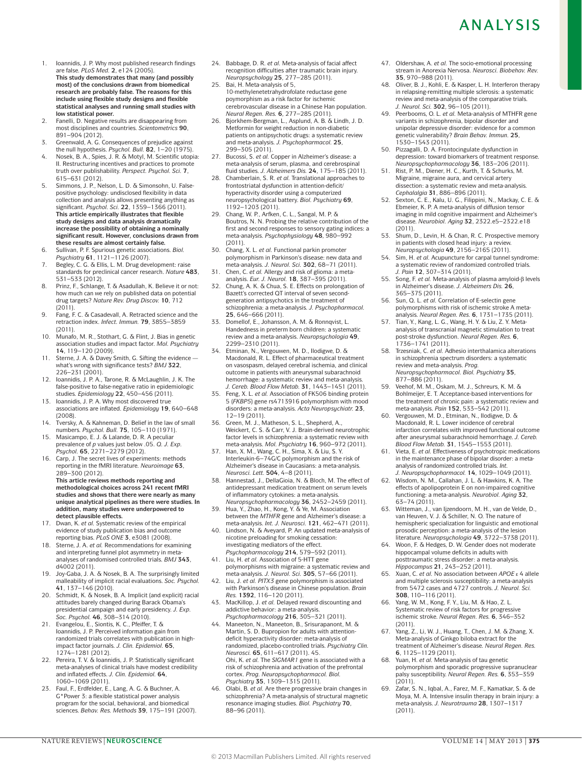1. Ioannidis, J. P. Why most published research findings are false. *PLoS Med.* **2**, e124 (2005).
   **This study demonstrates that many (and possibly most) of the conclusions drawn from biomedical research are probably false. The reasons for this include using flexible study designs and flexible statistical analyses and running small studies with low statistical power.**
2. Fanelli, D. Negative results are disappearing from most disciplines and countries. *Scientometrics* **90**, 891–904 (2012).
3. Greenwald, A. G. Consequences of prejudice against the null hypothesis. *Psychol. Bull.* **82**, 1–20 (1975).
4. Nosek, B. A., Spies, J. R. & Motyl, M. Scientific utopia: II. Restructuring incentives and practices to promote truth over publishability. *Perspect. Psychol. Sci.* **7**, 615–631 (2012).
5. Simmons, J. P., Nelson, L. D. & Simonsohn, U. False-positive psychology: undisclosed flexibility in data collection and analysis allows presenting anything as significant. *Psychol. Sci.* **22**, 1359–1366 (2011).
   **This article empirically illustrates that flexible study designs and data analysis dramatically increase the possibility of obtaining a nominally significant result. However, conclusions drawn from these results are almost certainly false.**
6. Sullivan, P. F. Spurious genetic associations. *Biol. Psychiatry* **61**, 1121–1126 (2007).
7. Begley, C. G. & Ellis, L. M. Drug development: raise standards for preclinical cancer research. *Nature* **483**, 531–533 (2012).
8. Prinz, F., Schlange, T. & Asadullah, K. Believe it or not: how much can we rely on published data on potential drug targets? *Nature Rev. Drug Discov.* **10**, 712 (2011).
9. Fang, F. C. & Casadevall, A. Retracted science and the retraction index. *Infect. Immun.* **79**, 3855–3859 (2011).
10. Munafo, M. R., Stothart, G. & Flint, J. Bias in genetic association studies and impact factor. *Mol. Psychiatry* **14**, 119–120 (2009).
11. Sterne, J. A. & Davey Smith, G. Sifting the evidence — what's wrong with significance tests? *BMJ* **322**, 226–231 (2001).
12. Ioannidis, J. P. A., Tarone, R. & McLaughlin, J. K. The false-positive to false-negative ratio in epidemiologic studies. *Epidemiology* **22**, 450–456 (2011).
13. Ioannidis, J. P. A. Why most discovered true associations are inflated. *Epidemiology* **19**, 640–648 (2008).
14. Tversky, A. & Kahneman, D. Belief in the law of small numbers. *Psychol. Bull.* **75**, 105–110 (1971).
15. Masicampo, E. J. & Lalande, D. R. A peculiar prevalence of *p* values just below .05. *Q. J. Exp. Psychol.* **65**, 2271–2279 (2012).
16. Carp, J. The secret lives of experiments: methods reporting in the fMRI literature. *Neuroimage* **63**, 289–300 (2012).
    **This article reviews methods reporting and methodological choices across 241 recent fMRI studies and shows that there were nearly as many unique analytical pipelines as there were studies. In addition, many studies were underpowered to detect plausible effects.**
17. Dwan, K. *et al.* Systematic review of the empirical evidence of study publication bias and outcome reporting bias. *PLoS ONE* **3**, e3081 (2008).
18. Sterne, J. A. *et al.* Recommendations for examining and interpreting funnel plot asymmetry in meta-analyses of randomised controlled trials. *BMJ* **343**, d4002 (2011).
19. Joy-Gaba, J. A. & Nosek, B. A. The surprisingly limited malleability of implicit racial evaluations. *Soc. Psychol.* **41**, 137–146 (2010).
20. Schmidt, K. & Nosek, B. A. Implicit (and explicit) racial attitudes barely changed during Barack Obama's presidential campaign and early presidency. *J. Exp. Soc. Psychol.* **46**, 308–314 (2010).
21. Evangelou, E., Siontis, K. C., Pfeiffer, T. & Ioannidis, J. P. Perceived information gain from randomized trials correlates with publication in high-impact factor journals. *J. Clin. Epidemiol.* **65**, 1274–1281 (2012).
22. Pereira, T. V. & Ioannidis, J. P. Statistically significant meta-analyses of clinical trials have modest credibility and inflated effects. *J. Clin. Epidemiol.* **64**, 1060–1069 (2011).
23. Faul, F., Erdfelder, E., Lang, A. G. & Buchner, A. G*Power 3: a flexible statistical power analysis program for the social, behavioral, and biomedical sciences. *Behav. Res. Methods* **39**, 175–191 (2007).
24. Babbage, D. R. *et al.* Meta-analysis of facial affect recognition difficulties after traumatic brain injury. *Neuropsychology* **25**, 277–285 (2011).
25. Bai, H. Meta-analysis of 5, 10-methylenetetrahydrofolate reductase gene poymorphism as a risk factor for ischemic cerebrovascular disease in a Chinese Han population. *Neural Regen. Res.* **6**, 277–285 (2011).
26. Bjorkhem-Bergman, L., Asplund, A. B. & Lindh, J. D. Metformin for weight reduction in non-diabetic patients on antipsychotic drugs: a systematic review and meta-analysis. *J. Psychopharmacol.* **25**, 299–305 (2011).
27. Bucossi, S. *et al.* Copper in Alzheimer's disease: a meta-analysis of serum, plasma, and cerebrospinal fluid studies. *J. Alzheimers Dis.* **24**, 175–185 (2011).
28. Chamberlain, S. R. *et al.* Translational approaches to frontostriatal dysfunction in attention-deficit/hyperactivity disorder using a computerized neuropsychological battery. *Biol. Psychiatry* **69**, 1192–1203 (2011).
29. Chang, W. P., Arfken, C. L., Sangal, M. P. & Boutros, N. N. Probing the relative contribution of the first and second responses to sensory gating indices: a meta-analysis. *Psychophysiology* **48**, 980–992 (2011).
30. Chang, X. L. *et al.* Functional parkin promoter polymorphism in Parkinson's disease: new data and meta-analysis. *J. Neurol. Sci.* **302**, 68–71 (2011).
31. Chen, C. *et al.* Allergy and risk of glioma: a meta-analysis. *Eur. J. Neurol.* **18**, 387–395 (2011).
32. Chung, A. K. & Chua, S. E. Effects on prolongation of Bazett's corrected QT interval of seven second-generation antipsychotics in the treatment of schizophrenia: a meta-analysis. *J. Psychopharmacol.* **25**, 646–666 (2011).
33. Domellof, E., Johansson, A. M. & Ronnqvist, L. Handedness in preterm born children: a systematic review and a meta-analysis. *Neuropsychologia* **49**, 2299–2310 (2011).
34. Etminan, N., Vergouwen, M. D., Ilodigwe, D. & Macdonald, R. L. Effect of pharmaceutical treatment on vasospasm, delayed cerebral ischemia, and clinical outcome in patients with aneurysmal subarachnoid hemorrhage: a systematic review and meta-analysis. *J. Cereb. Blood Flow Metab.* **31**, 1443–1451 (2011).
35. Feng, X. L. *et al.* Association of FK506 binding protein 5 (*FKBP5*) gene rs4713916 polymorphism with mood disorders: a meta-analysis. *Acta Neuropsychiatr.* **23**, 12–19 (2011).
36. Green, M. J., Matheson, S. L., Shepherd, A., Weickert, C. S. & Carr, V. J. Brain-derived neurotrophic factor levels in schizophrenia: a systematic review with meta-analysis. *Mol. Psychiatry* **16**, 960–972 (2011).
37. Han, X. M., Wang, C. H., Sima, X. & Liu, S. Y. Interleukin-6–74G/C polymorphism and the risk of Alzheimer's disease in Caucasians: a meta-analysis. *Neurosci. Lett.* **504**, 4–8 (2011).
38. Hannestad, J., DellaGioia, N. & Bloch, M. The effect of antidepressant medication treatment on serum levels of inflammatory cytokines: a meta-analysis. *Neuropsychopharmacology* **36**, 2452–2459 (2011).
39. Hua, Y., Zhao, H., Kong, Y. & Ye, M. Association between the *MTHFR* gene and Alzheimer's disease: a meta-analysis. *Int. J. Neurosci.* **121**, 462–471 (2011).
40. Lindson, N. & Aveyard, P. An updated meta-analysis of nicotine preloading for smoking cessation: investigating mediators of the effect. *Psychopharmacology* **214**, 579–592 (2011).
41. Liu, H. *et al.* Association of 5-HTT gene polymorphisms with migraine: a systematic review and meta-analysis. *J. Neurol. Sci.* **305**, 57–66 (2011).
42. Liu, J. *et al. PITX3* gene polymorphism is associated with Parkinson's disease in Chinese population. *Brain Res.* **1392**, 116–120 (2011).
43. MacKillop, J. *et al.* Delayed reward discounting and addictive behavior: a meta-analysis. *Psychopharmacology* **216**, 305–321 (2011).
44. Maneeton, N., Maneeton, B., Srisurapanont, M. & Martin, S. D. Bupropion for adults with attention-deficit hyperactivity disorder: meta-analysis of randomized, placebo-controlled trials. *Psychiatry Clin. Neurosci.* **65**, 611–617 (2011).
45. Ohi, K. *et al.* The *SIGMAR1* gene is associated with a risk of schizophrenia and activation of the prefrontal cortex. *Prog. Neuropsychopharmacol. Biol. Psychiatry* **35**, 1309–1315 (2011).
46. Olabi, B. *et al.* Are there progressive brain changes in schizophrenia? A meta-analysis of structural magnetic resonance imaging studies. *Biol. Psychiatry* **70**, 88–96 (2011).
47. Oldershaw, A. *et al.* The socio-emotional processing stream in Anorexia Nervosa. *Neurosci. Biobehav. Rev.* **35**, 970–988 (2011).
48. Oliver, B. J., Kohli, E. & Kasper, L. H. Interferon therapy in relapsing-remitting multiple sclerosis: a systematic review and meta-analysis of the comparative trials. *J. Neurol. Sci.* **302**, 96–105 (2011).
49. Peerbooms, O. L. *et al.* Meta-analysis of MTHFR gene variants in schizophrenia, bipolar disorder and unipolar depressive disorder: evidence for a common genetic vulnerability? *Brain Behav. Immun.* **25**, 1530–1543 (2011).
50. Pizzagalli, D. A. Frontocingulate dysfunction in depression: toward biomarkers of treatment response. *Neuropsychopharmacology* **36**, 183–206 (2011).
51. Rist, P. M., Diener, H. C., Kurth, T. & Schurks, M. Migraine, migraine aura, and cervical artery dissection: a systematic review and meta-analysis. *Cephalalgia* **31**, 886–896 (2011).
52. Sexton, C. E., Kalu, U. G., Filippini, N., Mackay, C. E. & Ebmeier, K. P. A meta-analysis of diffusion tensor imaging in mild cognitive impairment and Alzheimer's disease. *Neurobiol. Aging* **32**, 2322.e5–2322.e18 (2011).
53. Shum, D., Levin, H. & Chan, R. C. Prospective memory in patients with closed head injury: a review. *Neuropsychologia* **49**, 2156–2165 (2011).
54. Sim, H. *et al.* Acupuncture for carpal tunnel syndrome: a systematic review of randomized controlled trials. *J. Pain* **12**, 307–314 (2011).
55. Song, F. *et al.* Meta-analysis of plasma amyloid-β levels in Alzheimer's disease. *J. Alzheimers Dis.* **26**, 365–375 (2011).
56. Sun, Q. L. *et al.* Correlation of E-selectin gene polymorphisms with risk of ischemic stroke A meta-analysis. *Neural Regen. Res.* **6**, 1731–1735 (2011).
57. Tian, Y., Kang, L. G., Wang, H. Y. & Liu, Z. Y. Meta-analysis of transcranial magnetic stimulation to treat post-stroke dysfunction. *Neural Regen. Res.* **6**, 1736–1741 (2011).
58. Trzesniak, C. *et al.* Adhesio interthalamica alterations in schizophrenia spectrum disorders: a systematic review and meta-analysis. *Prog. Neuropsychopharmacol. Biol. Psychiatry* **35**, 877–886 (2011).
59. Veehof, M. M., Oskam, M. J., Schreurs, K. M. & Bohlmeijer, E. T. Acceptance-based interventions for the treatment of chronic pain: a systematic review and meta-analysis. *Pain* **152**, 533–542 (2011).
60. Vergouwen, M. D., Etminan, N., Ilodigwe, D. & Macdonald, R. L. Lower incidence of cerebral infarction correlates with improved functional outcome after aneurysmal subarachnoid hemorrhage. *J. Cereb. Blood Flow Metab.* **31**, 1545–1553 (2011).
61. Vieta, E. *et al.* Effectiveness of psychotropic medications in the maintenance phase of bipolar disorder: a meta-analysis of randomized controlled trials. *Int. J. Neuropsychopharmacol.* **14**, 1029–1049 (2011).
62. Wisdom, N. M., Callahan, J. L. & Hawkins, K. A. The effects of apolipoprotein E on non-impaired cognitive functioning: a meta-analysis. *Neurobiol. Aging* **32**, 63–74 (2011).
63. Witteman, J., van Ijzendoorn, M. H., van de Velde, D., van Heuven, V. J. & Schiller, N. O. The nature of hemispheric specialization for linguistic and emotional prosodic perception: a meta-analysis of the lesion literature. *Neuropsychologia* **49**, 3722–3738 (2011).
64. Woon, F. & Hedges, D. W. Gender does not moderate hippocampal volume deficits in adults with posttraumatic stress disorder: a meta-analysis. *Hippocampus* **21**, 243–252 (2011).
65. Xuan, C. *et al.* No association between *APOE* ε 4 allele and multiple sclerosis susceptibility: a meta-analysis from 5472 cases and 4727 controls. *J. Neurol. Sci.* **308**, 110–116 (2011).
66. Yang, W. M., Kong, F. Y., Liu, M. & Hao, Z. L. Systematic review of risk factors for progressive ischemic stroke. *Neural Regen. Res.* **6**, 346–352 (2011).
67. Yang, Z., Li, W. J., Huang, T., Chen, J. M. & Zhang, X. Meta-analysis of Ginkgo biloba extract for the treatment of Alzheimer's disease. *Neural Regen. Res.* **6**, 1125–1129 (2011).
68. Yuan, H. *et al.* Meta-analysis of tau genetic polymorphism and sporadic progressive supranuclear palsy susceptibility. *Neural Regen. Res.* **6**, 353–359 (2011).
69. Zafar, S. N., Iqbal, A., Farez, M. F., Kamatkar, S. & de Moya, M. A. Intensive insulin therapy in brain injury: a meta-analysis. *J. Neurotrauma* **28**, 1307–1317 (2011).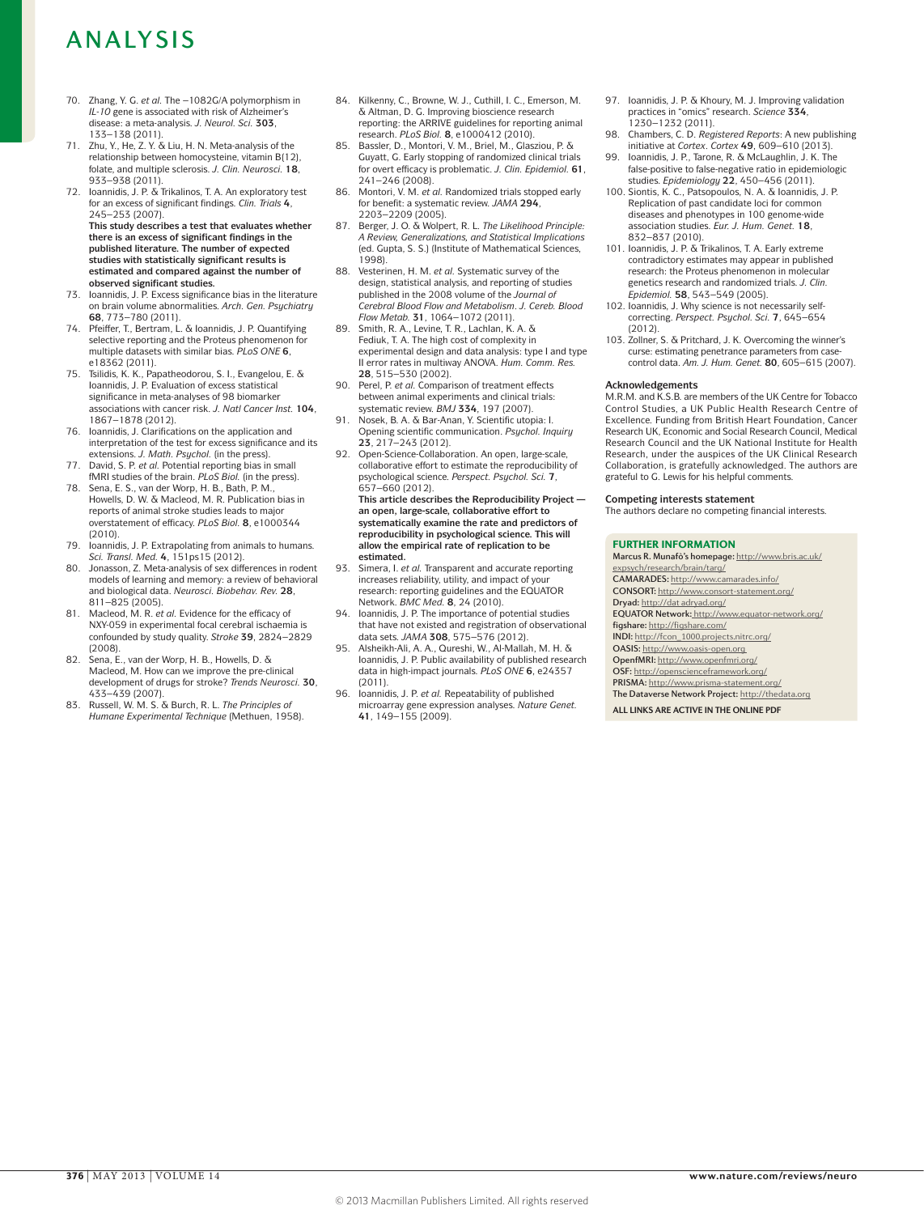70. Zhang, Y. G. *et al.* The −1082G/A polymorphism in *IL-10* gene is associated with risk of Alzheimer's disease: a meta-analysis. *J. Neurol. Sci.* **303**, 133–138 (2011).
71. Zhu, Y., He, Z. Y. & Liu, H. N. Meta-analysis of the relationship between homocysteine, vitamin B(12), folate, and multiple sclerosis. *J. Clin. Neurosci.* **18**, 933–938 (2011).
72. Ioannidis, J. P. & Trikalinos, T. A. An exploratory test for an excess of significant findings. *Clin. Trials* **4**, 245–253 (2007).
**This study describes a test that evaluates whether there is an excess of significant findings in the published literature. The number of expected studies with statistically significant results is estimated and compared against the number of observed significant studies.**
73. Ioannidis, J. P. Excess significance bias in the literature on brain volume abnormalities. *Arch. Gen. Psychiatry* **68**, 773–780 (2011).
74. Pfeiffer, T., Bertram, L. & Ioannidis, J. P. Quantifying selective reporting and the Proteus phenomenon for multiple datasets with similar bias. *PLoS ONE* **6**, e18362 (2011).
75. Tsilidis, K. K., Papatheodorou, S. I., Evangelou, E. & Ioannidis, J. P. Evaluation of excess statistical significance in meta-analyses of 98 biomarker associations with cancer risk. *J. Natl Cancer Inst.* **104**, 1867–1878 (2012).
76. Ioannidis, J. Clarifications on the application and interpretation of the test for excess significance and its extensions. *J. Math. Psychol.* (in the press).
77. David, S. P. *et al.* Potential reporting bias in small fMRI studies of the brain. *PLoS Biol.* (in the press).
78. Sena, E. S., van der Worp, H. B., Bath, P. M., Howells, D. W. & Macleod, M. R. Publication bias in reports of animal stroke studies leads to major overstatement of efficacy. *PLoS Biol.* **8**, e1000344 (2010).
79. Ioannidis, J. P. Extrapolating from animals to humans. *Sci. Transl. Med.* **4**, 151ps15 (2012).
80. Jonasson, Z. Meta-analysis of sex differences in rodent models of learning and memory: a review of behavioral and biological data. *Neurosci. Biobehav. Rev.* **28**, 811–825 (2005).
81. Macleod, M. R. *et al.* Evidence for the efficacy of NXY-059 in experimental focal cerebral ischaemia is confounded by study quality. *Stroke* **39**, 2824–2829 (2008).
82. Sena, E., van der Worp, H. B., Howells, D. & Macleod, M. How can we improve the pre-clinical development of drugs for stroke? *Trends Neurosci.* **30**, 433–439 (2007).
83. Russell, W. M. S. & Burch, R. L. *The Principles of Humane Experimental Technique* (Methuen, 1958).
84. Kilkenny, C., Browne, W. J., Cuthill, I. C., Emerson, M. & Altman, D. G. Improving bioscience research reporting: the ARRIVE guidelines for reporting animal research. *PLoS Biol.* **8**, e1000412 (2010).
85. Bassler, D., Montori, V. M., Briel, M., Glasziou, P. & Guyatt, G. Early stopping of randomized clinical trials for overt efficacy is problematic. *J. Clin. Epidemiol.* **61**, 241–246 (2008).
86. Montori, V. M. *et al.* Randomized trials stopped early for benefit: a systematic review. *JAMA* **294**, 2203–2209 (2005).
87. Berger, J. O. & Wolpert, R. L. *The Likelihood Principle: A Review, Generalizations, and Statistical Implications* (ed. Gupta, S. S.) (Institute of Mathematical Sciences, 1998).
88. Vesterinen, H. M. *et al.* Systematic survey of the design, statistical analysis, and reporting of studies published in the 2008 volume of the *Journal of Cerebral Blood Flow and Metabolism*. *J. Cereb. Blood Flow Metab.* **31**, 1064–1072 (2011).
89. Smith, R. A., Levine, T. R., Lachlan, K. A. & Fediuk, T. A. The high cost of complexity in experimental design and data analysis: type I and type II error rates in multiway ANOVA. *Hum. Comm. Res.* **28**, 515–530 (2002).
90. Perel, P. *et al.* Comparison of treatment effects between animal experiments and clinical trials: systematic review. *BMJ* **334**, 197 (2007).
91. Nosek, B. A. & Bar-Anan, Y. Scientific utopia: I. Opening scientific communication. *Psychol. Inquiry* **23**, 217–243 (2012).
92. Open-Science-Collaboration. An open, large-scale, collaborative effort to estimate the reproducibility of psychological science. *Perspect. Psychol. Sci.* **7**, 657–660 (2012).
**This article describes the Reproducibility Project — an open, large-scale, collaborative effort to systematically examine the rate and predictors of reproducibility in psychological science. This will allow the empirical rate of replication to be estimated.**
93. Simera, I. *et al.* Transparent and accurate reporting increases reliability, utility, and impact of your research: reporting guidelines and the EQUATOR Network. *BMC Med.* **8**, 24 (2010).
94. Ioannidis, J. P. The importance of potential studies that have not existed and registration of observational data sets. *JAMA* **308**, 575–576 (2012).
95. Alsheikh-Ali, A. A., Qureshi, W., Al-Mallah, M. H. & Ioannidis, J. P. Public availability of published research data in high-impact journals. *PLoS ONE* **6**, e24357 (2011).
96. Ioannidis, J. P. *et al.* Repeatability of published microarray gene expression analyses. *Nature Genet.* **41**, 149–155 (2009).
97. Ioannidis, J. P. & Khoury, M. J. Improving validation practices in "omics" research. *Science* **334**, 1230–1232 (2011).
98. Chambers, C. D. *Registered Reports*: A new publishing initiative at *Cortex*. *Cortex* **49**, 609–610 (2013).
99. Ioannidis, J. P., Tarone, R. & McLaughlin, J. K. The false-positive to false-negative ratio in epidemiologic studies. *Epidemiology* **22**, 450–456 (2011).
100. Siontis, K. C., Patsopoulos, N. A. & Ioannidis, J. P. Replication of past candidate loci for common diseases and phenotypes in 100 genome-wide association studies. *Eur. J. Hum. Genet.* **18**, 832–837 (2010).
101. Ioannidis, J. P. & Trikalinos, T. A. Early extreme contradictory estimates may appear in published research: the Proteus phenomenon in molecular genetics research and randomized trials. *J. Clin. Epidemiol.* **58**, 543–549 (2005).
102. Ioannidis, J. Why science is not necessarily self-correcting. *Perspect. Psychol. Sci.* **7**, 645–654 (2012).
103. Zollner, S. & Pritchard, J. K. Overcoming the winner's curse: estimating penetrance parameters from case-control data. *Am. J. Hum. Genet.* **80**, 605–615 (2007).

### Acknowledgements

M.R.M. and K.S.B. are members of the UK Centre for Tobacco Control Studies, a UK Public Health Research Centre of Excellence. Funding from British Heart Foundation, Cancer Research UK, Economic and Social Research Council, Medical Research Council and the UK National Institute for Health Research, under the auspices of the UK Clinical Research Collaboration, is gratefully acknowledged. The authors are grateful to G. Lewis for his helpful comments.

### Competing interests statement

The authors declare no competing financial interests.

### FURTHER INFORMATION

**Marcus R. Munafò's homepage:** http://www.bris.ac.uk/expsych/research/brain/targ/
**CAMARADES:** http://www.camarades.info/
**CONSORT:** http://www.consort-statement.org/
**Dryad:** http://datadryad.org/
**EQUATOR Network:** http://www.equator-network.org/
**figshare:** http://figshare.com/
**INDI:** http://fcon_1000.projects.nitrc.org/
**OASIS:** http://www.oasis-open.org
**OpenfMRI:** http://www.openfmri.org/
**OSF:** http://openscienceframework.org/
**PRISMA:** http://www.prisma-statement.org/
**The Dataverse Network Project:** http://thedata.org

**ALL LINKS ARE ACTIVE IN THE ONLINE PDF**